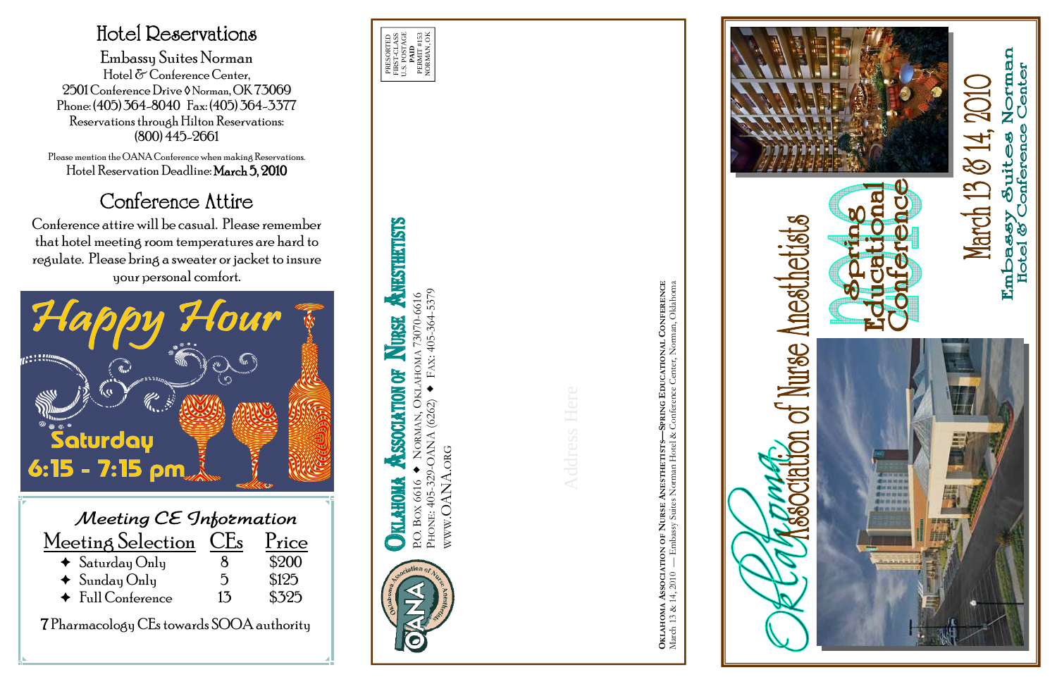## Hotel Reservations

Embassy Suites Norman
Hotel & Conference Center,
2501 Conference Drive ◊ Norman, OK 73069
Phone: (405) 364-8040 Fax: (405) 364-3377
Reservations through Hilton Reservations:
(800) 445-2661

Please mention the OANA Conference when making Reservations.
Hotel Reservation Deadline: **March 5, 2010**

## Conference Attire

Conference attire will be casual. Please remember that hotel meeting room temperatures are hard to regulate. Please bring a sweater or jacket to insure your personal comfort.

**Happy Hour**
**Saturday**
**6:15 - 7:15 pm**

### *Meeting CE Information*

| Meeting Selection | CEs | Price |
|---|---|---|
| ✦ Saturday Only | 8 | $200 |
| ✦ Sunday Only | 5 | $125 |
| ✦ Full Conference | 13 | $325 |

**7** Pharmacology CEs towards SOOA authority

PRESORTED
FIRST-CLASS
U.S. POSTAGE
**PAID**
PERMIT #153
NORMAN, OK

**Oklahoma Association of Nurse Anesthetists**
P.O. Box 6616 ✦ Norman, Oklahoma 73070-6616
Phone: 405-329-OANA (6262) ✦ Fax: 405-364-5379
www.OANA.org

Address Here

**Oklahoma Association of Nurse Anesthetists—Spring Educational Conference**
March 13 & 14, 2010 — Embassy Suites Norman Hotel & Conference Center, Norman, Oklahoma

# Oklahoma Association of Nurse Anesthetists

## 2010 Spring Educational Conference

March 13 & 14, 2010

**Embassy Suites Norman**
**Hotel & Conference Center**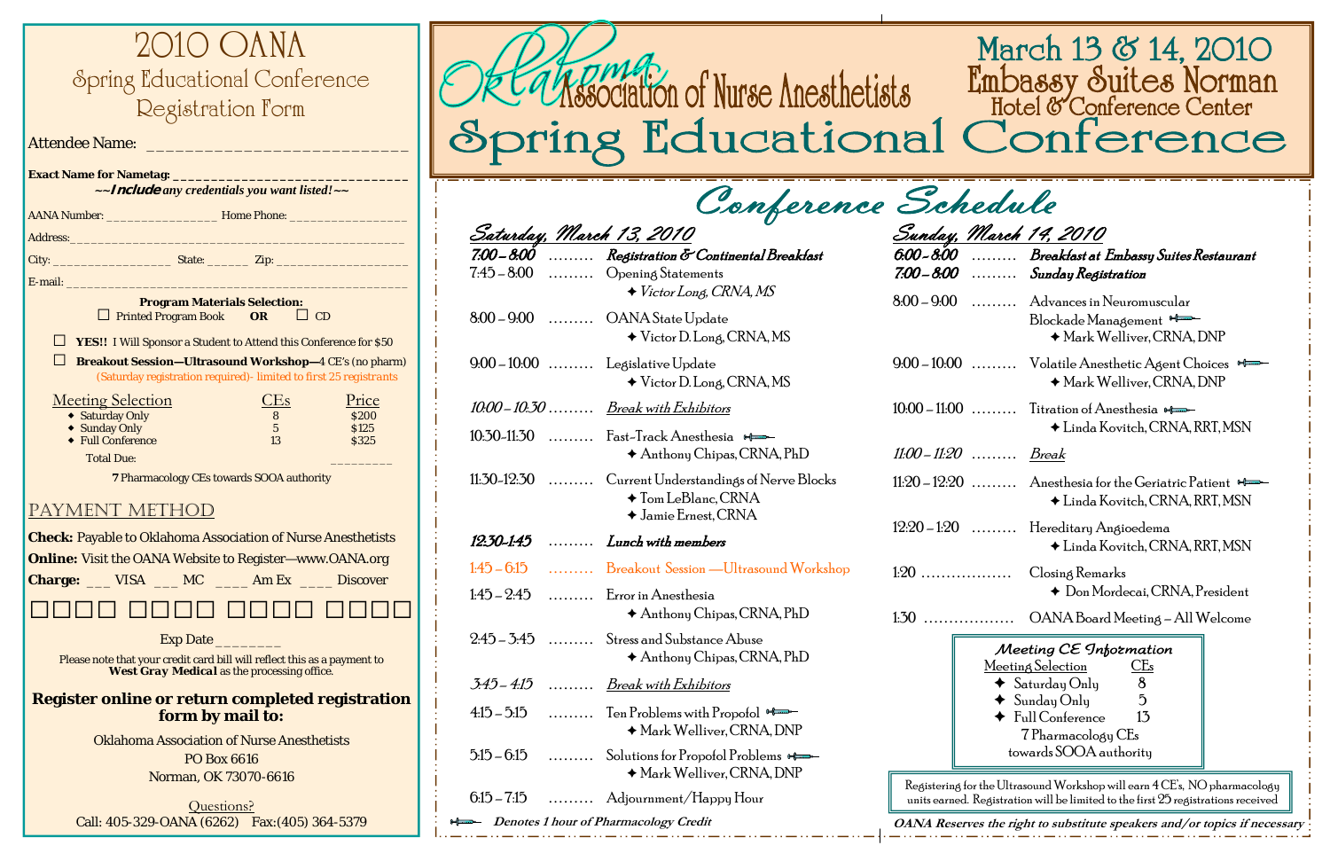# 2010 OANA

## Spring Educational Conference Registration Form

Attendee Name: ____________________________

**Exact Name for Nametag:** ____________________________

~~***Include*** *any credentials you want listed!*~~

AANA Number: ______________ Home Phone: ______________

Address: ____________________________________________

City: ______________ State: ______ Zip: ______________

E-mail: ____________________________________________

**Program Materials Selection:**

☐ Printed Program Book **OR** ☐ CD

☐ **YES!!** I Will Sponsor a Student to Attend this Conference for $50

☐ **Breakout Session—Ultrasound Workshop—**4 CE's (no pharm) (Saturday registration required)- limited to first 25 registrants

| Meeting Selection | CEs | Price |
|---|---|---|
| ◆ Saturday Only | 8 | $200 |
| ◆ Sunday Only | 5 | $125 |
| ◆ Full Conference | 13 | $325 |
| Total Due: | | ________ |

**7** Pharmacology CEs towards SOOA authority

## PAYMENT METHOD

**Check:** Payable to Oklahoma Association of Nurse Anesthetists

**Online:** Visit the OANA Website to Register—www.OANA.org

**Charge:** ___ VISA ___ MC ____ Am Ex ____ Discover

☐☐☐☐ ☐☐☐☐ ☐☐☐☐ ☐☐☐☐

Exp Date ________

Please note that your credit card bill will reflect this as a payment to **West Gray Medical** as the processing office.

**Register online or return completed registration form by mail to:**

Oklahoma Association of Nurse Anesthetists
PO Box 6616
Norman, OK 73070-6616

Questions?
Call: 405-329-OANA (6262) Fax:(405) 364-5379

# Oklahoma Association of Nurse Anesthetists Spring Educational Conference

**March 13 & 14, 2010**
**Embassy Suites Norman Hotel & Conference Center**

## Conference Schedule

### Saturday, March 13, 2010

| | |
|---|---|
| ***7:00 – 8:00*** | ***Registration & Continental Breakfast*** |
| 7:45 – 8:00 | Opening Statements ✦ *Victor Long, CRNA, MS* |
| 8:00 – 9:00 | OANA State Update ✦ Victor D. Long, CRNA, MS |
| 9:00 – 10:00 | Legislative Update ✦ Victor D. Long, CRNA, MS |
| *10:00 – 10:30* | *Break with Exhibitors* |
| 10:30-11:30 | Fast-Track Anesthesia (Pharmacology) ✦ Anthony Chipas, CRNA, PhD |
| 11:30-12:30 | Current Understandings of Nerve Blocks ✦ Tom LeBlanc, CRNA ✦ Jamie Ernest, CRNA |
| ***12:30-1:45*** | ***Lunch with members*** |
| 1:45 – 6:15 | Breakout Session —Ultrasound Workshop |
| 1:45 – 2:45 | Error in Anesthesia ✦ Anthony Chipas, CRNA, PhD |
| 2:45 – 3:45 | Stress and Substance Abuse ✦ Anthony Chipas, CRNA, PhD |
| *3:45 – 4:15* | *Break with Exhibitors* |
| 4:15 – 5:15 | Ten Problems with Propofol (Pharmacology) ✦ Mark Welliver, CRNA, DNP |
| 5:15 – 6:15 | Solutions for Propofol Problems (Pharmacology) ✦ Mark Welliver, CRNA, DNP |
| 6:15 – 7:15 | Adjournment/Happy Hour |

*(Pharmacology symbol) Denotes 1 hour of Pharmacology Credit*

### Sunday, March 14, 2010

| | |
|---|---|
| ***6:00 – 8:00*** | ***Breakfast at Embassy Suites Restaurant*** |
| ***7:00 – 8:00*** | ***Sunday Registration*** |
| 8:00 – 9:00 | Advances in Neuromuscular Blockade Management (Pharmacology) ✦ Mark Welliver, CRNA, DNP |
| 9:00 – 10:00 | Volatile Anesthetic Agent Choices (Pharmacology) ✦ Mark Welliver, CRNA, DNP |
| 10:00 – 11:00 | Titration of Anesthesia (Pharmacology) ✦ Linda Kovitch, CRNA, RRT, MSN |
| *11:00 – 11:20* | *Break* |
| 11:20 – 12:20 | Anesthesia for the Geriatric Patient (Pharmacology) ✦ Linda Kovitch, CRNA, RRT, MSN |
| 12:20 – 1:20 | Hereditary Angioedema ✦ Linda Kovitch, CRNA, RRT, MSN |
| 1:20 | Closing Remarks ✦ Don Mordecai, CRNA, President |
| 1:30 | OANA Board Meeting – All Welcome |

### Meeting CE Information

| Meeting Selection | CEs |
|---|---|
| ✦ Saturday Only | 8 |
| ✦ Sunday Only | 5 |
| ✦ Full Conference | 13 |

7 Pharmacology CEs towards SOOA authority

Registering for the Ultrasound Workshop will earn 4 CE's, NO pharmacology units earned. Registration will be limited to the first 25 registrations received

*OANA Reserves the right to substitute speakers and/or topics if necessary*